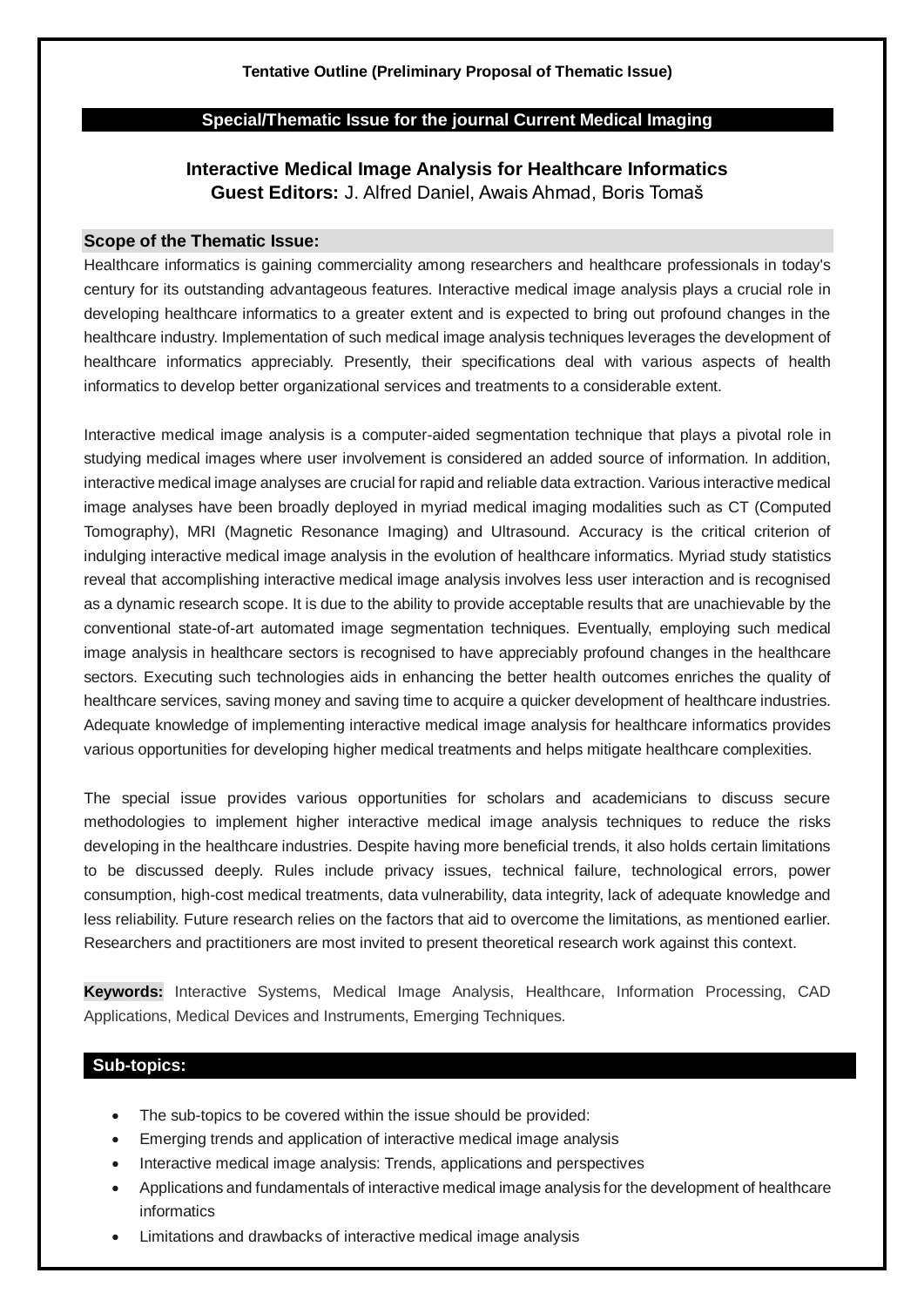**Tentative Outline (Preliminary Proposal of Thematic Issue)**

## Special/Thematic Issue for the journal Current Medical Imaging

# Interactive Medical Image Analysis for Healthcare Informatics

**Guest Editors:** J. Alfred Daniel, Awais Ahmad, Boris Tomaš

### Scope of the Thematic Issue:

Healthcare informatics is gaining commerciality among researchers and healthcare professionals in today's century for its outstanding advantageous features. Interactive medical image analysis plays a crucial role in developing healthcare informatics to a greater extent and is expected to bring out profound changes in the healthcare industry. Implementation of such medical image analysis techniques leverages the development of healthcare informatics appreciably. Presently, their specifications deal with various aspects of health informatics to develop better organizational services and treatments to a considerable extent.

Interactive medical image analysis is a computer-aided segmentation technique that plays a pivotal role in studying medical images where user involvement is considered an added source of information. In addition, interactive medical image analyses are crucial for rapid and reliable data extraction. Various interactive medical image analyses have been broadly deployed in myriad medical imaging modalities such as CT (Computed Tomography), MRI (Magnetic Resonance Imaging) and Ultrasound. Accuracy is the critical criterion of indulging interactive medical image analysis in the evolution of healthcare informatics. Myriad study statistics reveal that accomplishing interactive medical image analysis involves less user interaction and is recognised as a dynamic research scope. It is due to the ability to provide acceptable results that are unachievable by the conventional state-of-art automated image segmentation techniques. Eventually, employing such medical image analysis in healthcare sectors is recognised to have appreciably profound changes in the healthcare sectors. Executing such technologies aids in enhancing the better health outcomes enriches the quality of healthcare services, saving money and saving time to acquire a quicker development of healthcare industries. Adequate knowledge of implementing interactive medical image analysis for healthcare informatics provides various opportunities for developing higher medical treatments and helps mitigate healthcare complexities.

The special issue provides various opportunities for scholars and academicians to discuss secure methodologies to implement higher interactive medical image analysis techniques to reduce the risks developing in the healthcare industries. Despite having more beneficial trends, it also holds certain limitations to be discussed deeply. Rules include privacy issues, technical failure, technological errors, power consumption, high-cost medical treatments, data vulnerability, data integrity, lack of adequate knowledge and less reliability. Future research relies on the factors that aid to overcome the limitations, as mentioned earlier. Researchers and practitioners are most invited to present theoretical research work against this context.

**Keywords:** Interactive Systems, Medical Image Analysis, Healthcare, Information Processing, CAD Applications, Medical Devices and Instruments, Emerging Techniques.

### Sub-topics:

- The sub-topics to be covered within the issue should be provided:
- Emerging trends and application of interactive medical image analysis
- Interactive medical image analysis: Trends, applications and perspectives
- Applications and fundamentals of interactive medical image analysis for the development of healthcare informatics
- Limitations and drawbacks of interactive medical image analysis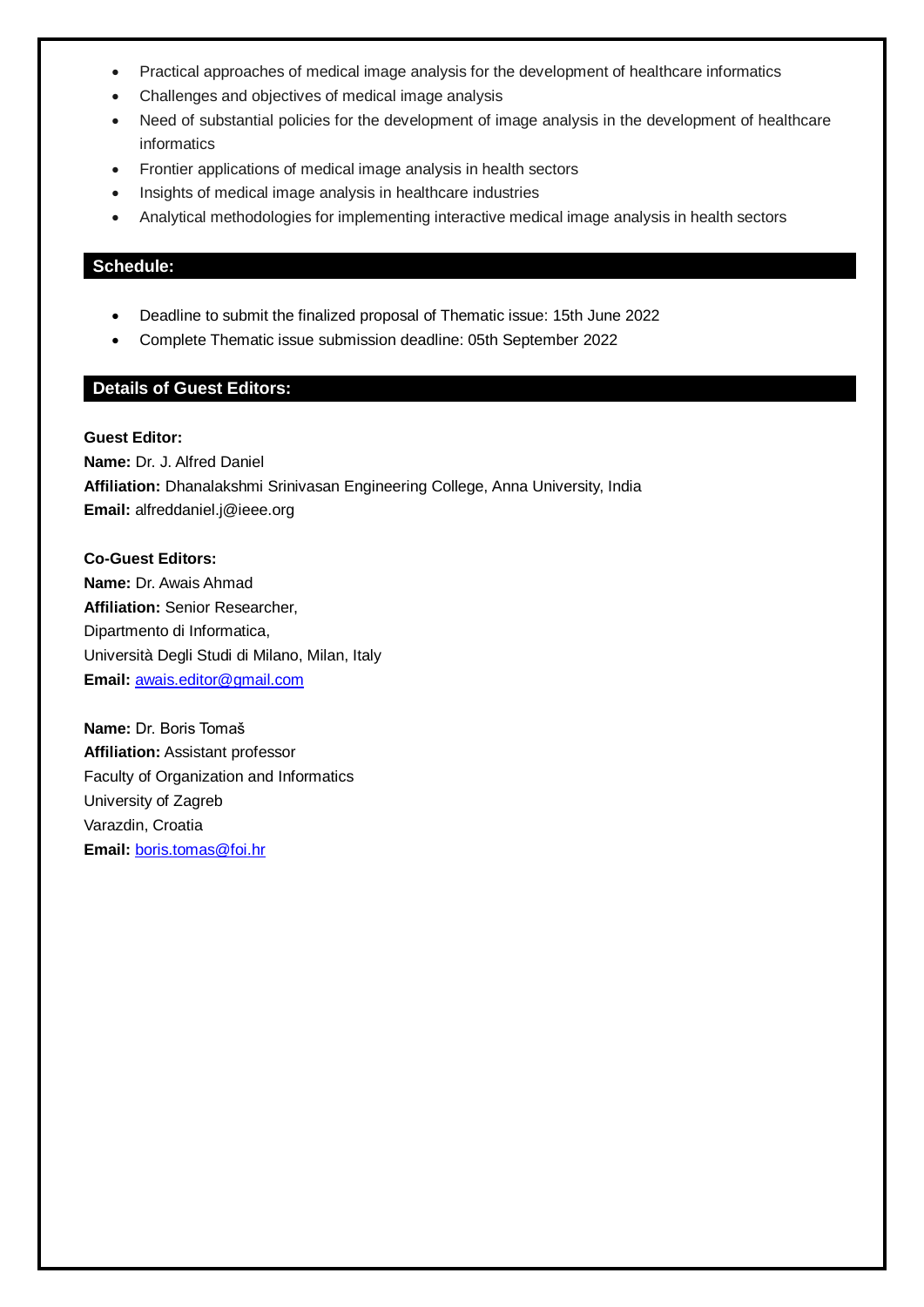- Practical approaches of medical image analysis for the development of healthcare informatics
- Challenges and objectives of medical image analysis
- Need of substantial policies for the development of image analysis in the development of healthcare informatics
- Frontier applications of medical image analysis in health sectors
- Insights of medical image analysis in healthcare industries
- Analytical methodologies for implementing interactive medical image analysis in health sectors

## Schedule:

- Deadline to submit the finalized proposal of Thematic issue: 15th June 2022
- Complete Thematic issue submission deadline: 05th September 2022

## Details of Guest Editors:

**Guest Editor:**
**Name:** Dr. J. Alfred Daniel
**Affiliation:** Dhanalakshmi Srinivasan Engineering College, Anna University, India
**Email:** alfreddaniel.j@ieee.org

**Co-Guest Editors:**
**Name:** Dr. Awais Ahmad
**Affiliation:** Senior Researcher,
Dipartmento di Informatica,
Università Degli Studi di Milano, Milan, Italy
**Email:** awais.editor@gmail.com

**Name:** Dr. Boris Tomaš
**Affiliation:** Assistant professor
Faculty of Organization and Informatics
University of Zagreb
Varazdin, Croatia
**Email:** boris.tomas@foi.hr